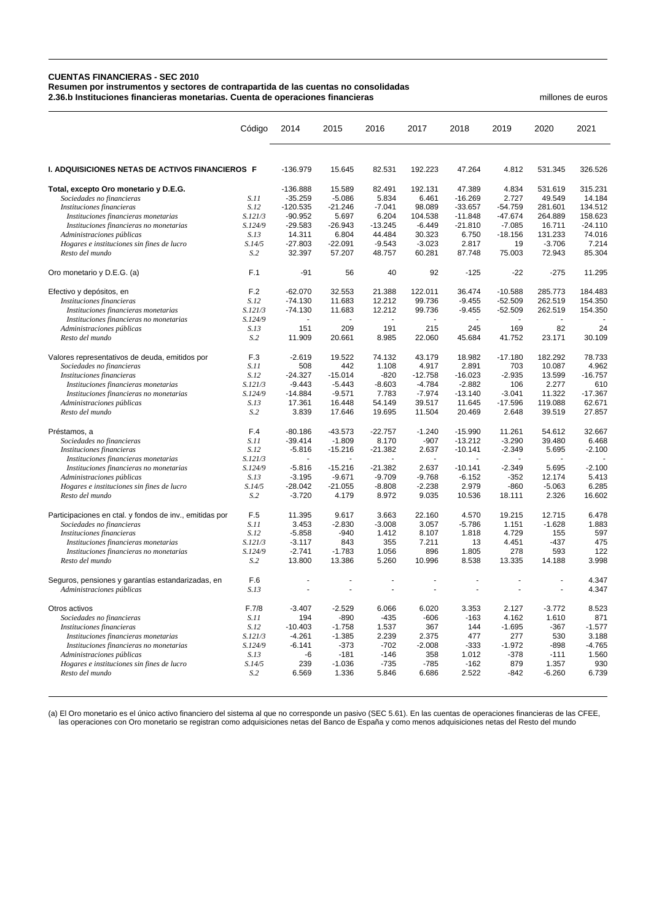**CUENTAS FINANCIERAS - SEC 2010**
**Resumen por instrumentos y sectores de contrapartida de las cuentas no consolidadas**
**2.36.b Instituciones financieras monetarias. Cuenta de operaciones financieras**

millones de euros

| | Código | 2014 | 2015 | 2016 | 2017 | 2018 | 2019 | 2020 | 2021 |
|---|---|---|---|---|---|---|---|---|---|
| **I. ADQUISICIONES NETAS DE ACTIVOS FINANCIEROS** | **F** | -136.979 | 15.645 | 82.531 | 192.223 | 47.264 | 4.812 | 531.345 | 326.526 |
| **Total, excepto Oro monetario y D.E.G.** | | -136.888 | 15.589 | 82.491 | 192.131 | 47.389 | 4.834 | 531.619 | 315.231 |
| *Sociedades no financieras* | *S.11* | -35.259 | -5.086 | 5.834 | 6.461 | -16.269 | 2.727 | 49.549 | 14.184 |
| *Instituciones financieras* | *S.12* | -120.535 | -21.246 | -7.041 | 98.089 | -33.657 | -54.759 | 281.601 | 134.512 |
| *Instituciones financieras monetarias* | *S.121/3* | -90.952 | 5.697 | 6.204 | 104.538 | -11.848 | -47.674 | 264.889 | 158.623 |
| *Instituciones financieras no monetarias* | *S.124/9* | -29.583 | -26.943 | -13.245 | -6.449 | -21.810 | -7.085 | 16.711 | -24.110 |
| *Administraciones públicas* | *S.13* | 14.311 | 6.804 | 44.484 | 30.323 | 6.750 | -18.156 | 131.233 | 74.016 |
| *Hogares e instituciones sin fines de lucro* | *S.14/5* | -27.803 | -22.091 | -9.543 | -3.023 | 2.817 | 19 | -3.706 | 7.214 |
| *Resto del mundo* | *S.2* | 32.397 | 57.207 | 48.757 | 60.281 | 87.748 | 75.003 | 72.943 | 85.304 |
| Oro monetario y D.E.G. (a) | F.1 | -91 | 56 | 40 | 92 | -125 | -22 | -275 | 11.295 |
| Efectivo y depósitos, en | F.2 | -62.070 | 32.553 | 21.388 | 122.011 | 36.474 | -10.588 | 285.773 | 184.483 |
| *Instituciones financieras* | *S.12* | -74.130 | 11.683 | 12.212 | 99.736 | -9.455 | -52.509 | 262.519 | 154.350 |
| *Instituciones financieras monetarias* | *S.121/3* | -74.130 | 11.683 | 12.212 | 99.736 | -9.455 | -52.509 | 262.519 | 154.350 |
| *Instituciones financieras no monetarias* | *S.124/9* | - | - | - | - | - | - | - | - |
| *Administraciones públicas* | *S.13* | 151 | 209 | 191 | 215 | 245 | 169 | 82 | 24 |
| *Resto del mundo* | *S.2* | 11.909 | 20.661 | 8.985 | 22.060 | 45.684 | 41.752 | 23.171 | 30.109 |
| Valores representativos de deuda, emitidos por | F.3 | -2.619 | 19.522 | 74.132 | 43.179 | 18.982 | -17.180 | 182.292 | 78.733 |
| *Sociedades no financieras* | *S.11* | 508 | 442 | 1.108 | 4.917 | 2.891 | 703 | 10.087 | 4.962 |
| *Instituciones financieras* | *S.12* | -24.327 | -15.014 | -820 | -12.758 | -16.023 | -2.935 | 13.599 | -16.757 |
| *Instituciones financieras monetarias* | *S.121/3* | -9.443 | -5.443 | -8.603 | -4.784 | -2.882 | 106 | 2.277 | 610 |
| *Instituciones financieras no monetarias* | *S.124/9* | -14.884 | -9.571 | 7.783 | -7.974 | -13.140 | -3.041 | 11.322 | -17.367 |
| *Administraciones públicas* | *S.13* | 17.361 | 16.448 | 54.149 | 39.517 | 11.645 | -17.596 | 119.088 | 62.671 |
| *Resto del mundo* | *S.2* | 3.839 | 17.646 | 19.695 | 11.504 | 20.469 | 2.648 | 39.519 | 27.857 |
| Préstamos, a | F.4 | -80.186 | -43.573 | -22.757 | -1.240 | -15.990 | 11.261 | 54.612 | 32.667 |
| *Sociedades no financieras* | *S.11* | -39.414 | -1.809 | 8.170 | -907 | -13.212 | -3.290 | 39.480 | 6.468 |
| *Instituciones financieras* | *S.12* | -5.816 | -15.216 | -21.382 | 2.637 | -10.141 | -2.349 | 5.695 | -2.100 |
| *Instituciones financieras monetarias* | *S.121/3* | - | - | - | - | - | - | - | - |
| *Instituciones financieras no monetarias* | *S.124/9* | -5.816 | -15.216 | -21.382 | 2.637 | -10.141 | -2.349 | 5.695 | -2.100 |
| *Administraciones públicas* | *S.13* | -3.195 | -9.671 | -9.709 | -9.768 | -6.152 | -352 | 12.174 | 5.413 |
| *Hogares e instituciones sin fines de lucro* | *S.14/5* | -28.042 | -21.055 | -8.808 | -2.238 | 2.979 | -860 | -5.063 | 6.285 |
| *Resto del mundo* | *S.2* | -3.720 | 4.179 | 8.972 | 9.035 | 10.536 | 18.111 | 2.326 | 16.602 |
| Participaciones en ctal. y fondos de inv., emitidas por | F.5 | 11.395 | 9.617 | 3.663 | 22.160 | 4.570 | 19.215 | 12.715 | 6.478 |
| *Sociedades no financieras* | *S.11* | 3.453 | -2.830 | -3.008 | 3.057 | -5.786 | 1.151 | -1.628 | 1.883 |
| *Instituciones financieras* | *S.12* | -5.858 | -940 | 1.412 | 8.107 | 1.818 | 4.729 | 155 | 597 |
| *Instituciones financieras monetarias* | *S.121/3* | -3.117 | 843 | 355 | 7.211 | 13 | 4.451 | -437 | 475 |
| *Instituciones financieras no monetarias* | *S.124/9* | -2.741 | -1.783 | 1.056 | 896 | 1.805 | 278 | 593 | 122 |
| *Resto del mundo* | *S.2* | 13.800 | 13.386 | 5.260 | 10.996 | 8.538 | 13.335 | 14.188 | 3.998 |
| Seguros, pensiones y garantías estandarizadas, en | F.6 | - | - | - | - | - | - | - | 4.347 |
| *Administraciones públicas* | *S.13* | - | - | - | - | - | - | - | 4.347 |
| Otros activos | F.7/8 | -3.407 | -2.529 | 6.066 | 6.020 | 3.353 | 2.127 | -3.772 | 8.523 |
| *Sociedades no financieras* | *S.11* | 194 | -890 | -435 | -606 | -163 | 4.162 | 1.610 | 871 |
| *Instituciones financieras* | *S.12* | -10.403 | -1.758 | 1.537 | 367 | 144 | -1.695 | -367 | -1.577 |
| *Instituciones financieras monetarias* | *S.121/3* | -4.261 | -1.385 | 2.239 | 2.375 | 477 | 277 | 530 | 3.188 |
| *Instituciones financieras no monetarias* | *S.124/9* | -6.141 | -373 | -702 | -2.008 | -333 | -1.972 | -898 | -4.765 |
| *Administraciones públicas* | *S.13* | -6 | -181 | -146 | 358 | 1.012 | -378 | -111 | 1.560 |
| *Hogares e instituciones sin fines de lucro* | *S.14/5* | 239 | -1.036 | -735 | -785 | -162 | 879 | 1.357 | 930 |
| *Resto del mundo* | *S.2* | 6.569 | 1.336 | 5.846 | 6.686 | 2.522 | -842 | -6.260 | 6.739 |

(a) El Oro monetario es el único activo financiero del sistema al que no corresponde un pasivo (SEC 5.61). En las cuentas de operaciones financieras de las CFEE, las operaciones con Oro monetario se registran como adquisiciones netas del Banco de España y como menos adquisiciones netas del Resto del mundo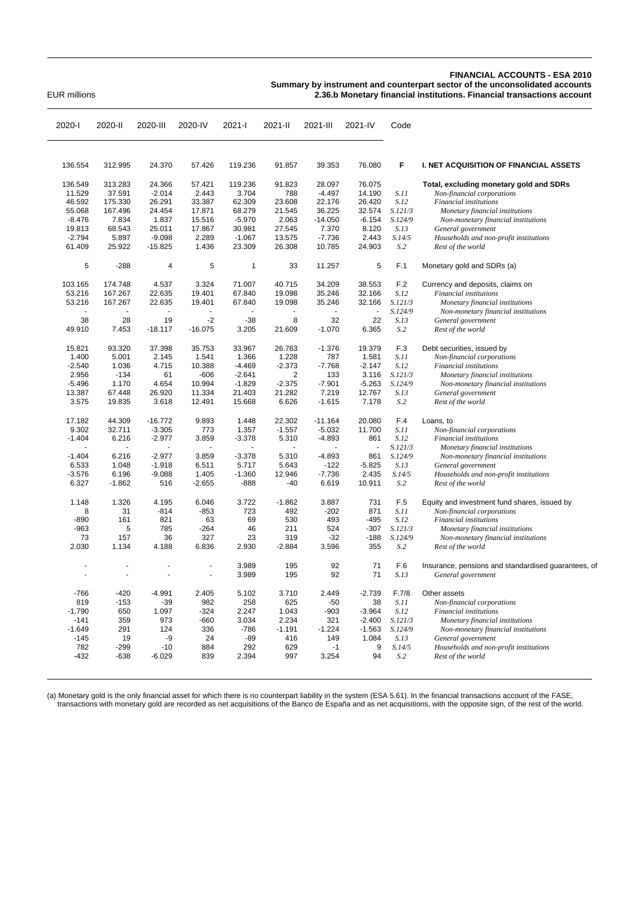EUR millions

**FINANCIAL ACCOUNTS - ESA 2010**
**Summary by instrument and counterpart sector of the unconsolidated accounts**
**2.36.b Monetary financial institutions. Financial transactions account**

| 2020-I | 2020-II | 2020-III | 2020-IV | 2021-I | 2021-II | 2021-III | 2021-IV | Code | |
|---|---|---|---|---|---|---|---|---|---|
| 136.554 | 312.995 | 24.370 | 57.426 | 119.236 | 91.857 | 39.353 | 76.080 | **F** | **I. NET ACQUISITION OF FINANCIAL ASSETS** |
| 136.549 | 313.283 | 24.366 | 57.421 | 119.236 | 91.823 | 28.097 | 76.075 | | **Total, excluding monetary gold and SDRs** |
| 11.529 | 37.591 | -2.014 | 2.443 | 3.704 | 788 | -4.497 | 14.190 | *S.11* | *Non-financial corporations* |
| 46.592 | 175.330 | 26.291 | 33.387 | 62.309 | 23.608 | 22.176 | 26.420 | *S.12* | *Financial institutions* |
| 55.068 | 167.496 | 24.454 | 17.871 | 68.279 | 21.545 | 36.225 | 32.574 | *S.121/3* | *Monetary financial institutions* |
| -8.476 | 7.834 | 1.837 | 15.516 | -5.970 | 2.063 | -14.050 | -6.154 | *S.124/9* | *Non-monetary financial institutions* |
| 19.813 | 68.543 | 25.011 | 17.867 | 30.981 | 27.545 | 7.370 | 8.120 | *S.13* | *General government* |
| -2.794 | 5.897 | -9.098 | 2.289 | -1.067 | 13.575 | -7.736 | 2.443 | *S.14/5* | *Households and non-profit institutions* |
| 61.409 | 25.922 | -15.825 | 1.436 | 23.309 | 26.308 | 10.785 | 24.903 | *S.2* | *Rest of the world* |
| 5 | -288 | 4 | 5 | 1 | 33 | 11.257 | 5 | F.1 | Monetary gold and SDRs (a) |
| 103.165 | 174.748 | 4.537 | 3.324 | 71.007 | 40.715 | 34.209 | 38.553 | F.2 | Currency and deposits, claims on |
| 53.216 | 167.267 | 22.635 | 19.401 | 67.840 | 19.098 | 35.246 | 32.166 | *S.12* | *Financial institutions* |
| 53.216 | 167.267 | 22.635 | 19.401 | 67.840 | 19.098 | 35.246 | 32.166 | *S.121/3* | *Monetary financial institutions* |
| - | - | - | - | - | - | - | - | *S.124/9* | *Non-monetary financial institutions* |
| 38 | 28 | 19 | -2 | -38 | 8 | 32 | 22 | *S.13* | *General government* |
| 49.910 | 7.453 | -18.117 | -16.075 | 3.205 | 21.609 | -1.070 | 6.365 | *S.2* | *Rest of the world* |
| 15.821 | 93.320 | 37.398 | 35.753 | 33.967 | 26.763 | -1.376 | 19.379 | F.3 | Debt securities, issued by |
| 1.400 | 5.001 | 2.145 | 1.541 | 1.366 | 1.228 | 787 | 1.581 | *S.11* | *Non-financial corporations* |
| -2.540 | 1.036 | 4.715 | 10.388 | -4.469 | -2.373 | -7.768 | -2.147 | *S.12* | *Financial institutions* |
| 2.956 | -134 | 61 | -606 | -2.641 | 2 | 133 | 3.116 | *S.121/3* | *Monetary financial institutions* |
| -5.496 | 1.170 | 4.654 | 10.994 | -1.829 | -2.375 | -7.901 | -5.263 | *S.124/9* | *Non-monetary financial institutions* |
| 13.387 | 67.448 | 26.920 | 11.334 | 21.403 | 21.282 | 7.219 | 12.767 | *S.13* | *General government* |
| 3.575 | 19.835 | 3.618 | 12.491 | 15.668 | 6.626 | -1.615 | 7.178 | *S.2* | *Rest of the world* |
| 17.182 | 44.309 | -16.772 | 9.893 | 1.448 | 22.302 | -11.164 | 20.080 | F.4 | Loans, to |
| 9.302 | 32.711 | -3.305 | 773 | 1.357 | -1.557 | -5.032 | 11.700 | *S.11* | *Non-financial corporations* |
| -1.404 | 6.216 | -2.977 | 3.859 | -3.378 | 5.310 | -4.893 | 861 | *S.12* | *Financial institutions* |
| - | - | - | - | - | - | - | - | *S.121/3* | *Monetary financial institutions* |
| -1.404 | 6.216 | -2.977 | 3.859 | -3.378 | 5.310 | -4.893 | 861 | *S.124/9* | *Non-monetary financial institutions* |
| 6.533 | 1.048 | -1.918 | 6.511 | 5.717 | 5.643 | -122 | -5.825 | *S.13* | *General government* |
| -3.576 | 6.196 | -9.088 | 1.405 | -1.360 | 12.946 | -7.736 | 2.435 | *S.14/5* | *Households and non-profit institutions* |
| 6.327 | -1.862 | 516 | -2.655 | -888 | -40 | 6.619 | 10.911 | *S.2* | *Rest of the world* |
| 1.148 | 1.326 | 4.195 | 6.046 | 3.722 | -1.862 | 3.887 | 731 | F.5 | Equity and investment fund shares, issued by |
| 8 | 31 | -814 | -853 | 723 | 492 | -202 | 871 | *S.11* | *Non-financial corporations* |
| -890 | 161 | 821 | 63 | 69 | 530 | 493 | -495 | *S.12* | *Financial institutions* |
| -963 | 5 | 785 | -264 | 46 | 211 | 524 | -307 | *S.121/3* | *Monetary financial institutions* |
| 73 | 157 | 36 | 327 | 23 | 319 | -32 | -188 | *S.124/9* | *Non-monetary financial institutions* |
| 2.030 | 1.134 | 4.188 | 6.836 | 2.930 | -2.884 | 3.596 | 355 | *S.2* | *Rest of the world* |
| - | - | - | - | 3.989 | 195 | 92 | 71 | F.6 | Insurance, pensions and standardised guarantees, of |
| - | - | - | - | 3.989 | 195 | 92 | 71 | *S.13* | *General government* |
| -766 | -420 | -4.991 | 2.405 | 5.102 | 3.710 | 2.449 | -2.739 | F.7/8 | Other assets |
| 819 | -153 | -39 | 982 | 258 | 625 | -50 | 38 | *S.11* | *Non-financial corporations* |
| -1.790 | 650 | 1.097 | -324 | 2.247 | 1.043 | -903 | -3.964 | *S.12* | *Financial institutions* |
| -141 | 359 | 973 | -660 | 3.034 | 2.234 | 321 | -2.400 | *S.121/3* | *Monetary financial institutions* |
| -1.649 | 291 | 124 | 336 | -786 | -1.191 | -1.224 | -1.563 | *S.124/9* | *Non-monetary financial institutions* |
| -145 | 19 | -9 | 24 | -89 | 416 | 149 | 1.084 | *S.13* | *General government* |
| 782 | -299 | -10 | 884 | 292 | 629 | -1 | 9 | *S.14/5* | *Households and non-profit institutions* |
| -432 | -638 | -6.029 | 839 | 2.394 | 997 | 3.254 | 94 | *S.2* | *Rest of the world* |

(a) Monetary gold is the only financial asset for which there is no counterpart liability in the system (ESA 5.61). In the financial transactions account of the FASE, transactions with monetary gold are recorded as net acquisitions of the Banco de España and as net acquisitions, with the opposite sign, of the rest of the world.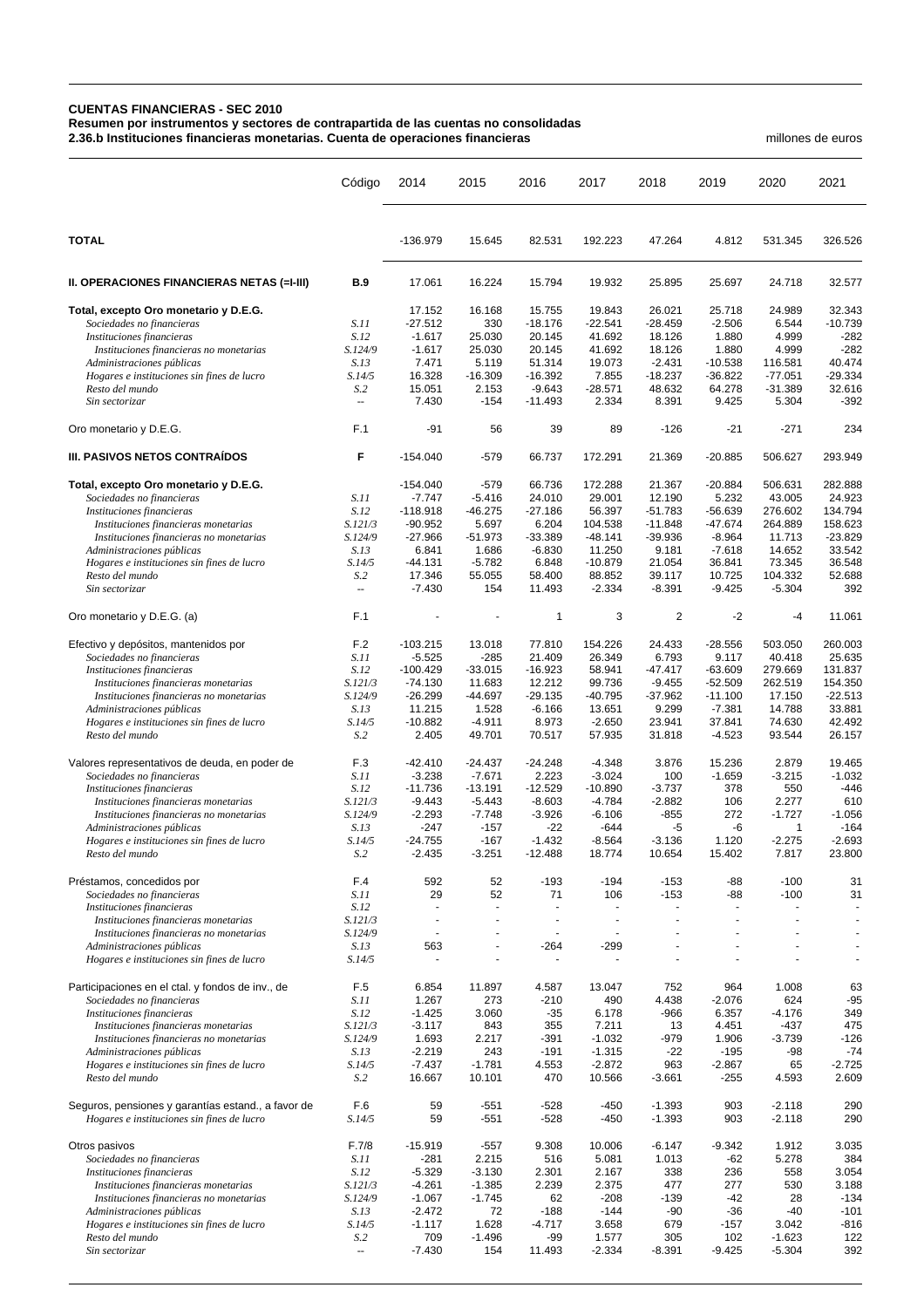**CUENTAS FINANCIERAS - SEC 2010**
**Resumen por instrumentos y sectores de contrapartida de las cuentas no consolidadas**
**2.36.b Instituciones financieras monetarias. Cuenta de operaciones financieras** millones de euros

| | Código | 2014 | 2015 | 2016 | 2017 | 2018 | 2019 | 2020 | 2021 |
|---|---|---|---|---|---|---|---|---|---|
| **TOTAL** | | -136.979 | 15.645 | 82.531 | 192.223 | 47.264 | 4.812 | 531.345 | 326.526 |
| **II. OPERACIONES FINANCIERAS NETAS (=I-III)** | **B.9** | 17.061 | 16.224 | 15.794 | 19.932 | 25.895 | 25.697 | 24.718 | 32.577 |
| Total, excepto Oro monetario y D.E.G. | | 17.152 | 16.168 | 15.755 | 19.843 | 26.021 | 25.718 | 24.989 | 32.343 |
| *Sociedades no financieras* | *S.11* | -27.512 | 330 | -18.176 | -22.541 | -28.459 | -2.506 | 6.544 | -10.739 |
| *Instituciones financieras* | *S.12* | -1.617 | 25.030 | 20.145 | 41.692 | 18.126 | 1.880 | 4.999 | -282 |
| *Instituciones financieras no monetarias* | *S.124/9* | -1.617 | 25.030 | 20.145 | 41.692 | 18.126 | 1.880 | 4.999 | -282 |
| *Administraciones públicas* | *S.13* | 7.471 | 5.119 | 51.314 | 19.073 | -2.431 | -10.538 | 116.581 | 40.474 |
| *Hogares e instituciones sin fines de lucro* | *S.14/5* | 16.328 | -16.309 | -16.392 | 7.855 | -18.237 | -36.822 | -77.051 | -29.334 |
| *Resto del mundo* | *S.2* | 15.051 | 2.153 | -9.643 | -28.571 | 48.632 | 64.278 | -31.389 | 32.616 |
| *Sin sectorizar* | *--* | 7.430 | -154 | -11.493 | 2.334 | 8.391 | 9.425 | 5.304 | -392 |
| Oro monetario y D.E.G. | F.1 | -91 | 56 | 39 | 89 | -126 | -21 | -271 | 234 |
| **III. PASIVOS NETOS CONTRAÍDOS** | **F** | -154.040 | -579 | 66.737 | 172.291 | 21.369 | -20.885 | 506.627 | 293.949 |
| Total, excepto Oro monetario y D.E.G. | | -154.040 | -579 | 66.736 | 172.288 | 21.367 | -20.884 | 506.631 | 282.888 |
| *Sociedades no financieras* | *S.11* | -7.747 | -5.416 | 24.010 | 29.001 | 12.190 | 5.232 | 43.005 | 24.923 |
| *Instituciones financieras* | *S.12* | -118.918 | -46.275 | -27.186 | 56.397 | -51.783 | -56.639 | 276.602 | 134.794 |
| *Instituciones financieras monetarias* | *S.121/3* | -90.952 | 5.697 | 6.204 | 104.538 | -11.848 | -47.674 | 264.889 | 158.623 |
| *Instituciones financieras no monetarias* | *S.124/9* | -27.966 | -51.973 | -33.389 | -48.141 | -39.936 | -8.964 | 11.713 | -23.829 |
| *Administraciones públicas* | *S.13* | 6.841 | 1.686 | -6.830 | 11.250 | 9.181 | -7.618 | 14.652 | 33.542 |
| *Hogares e instituciones sin fines de lucro* | *S.14/5* | -44.131 | -5.782 | 6.848 | -10.879 | 21.054 | 36.841 | 73.345 | 36.548 |
| *Resto del mundo* | *S.2* | 17.346 | 55.055 | 58.400 | 88.852 | 39.117 | 10.725 | 104.332 | 52.688 |
| *Sin sectorizar* | *--* | -7.430 | 154 | 11.493 | -2.334 | -8.391 | -9.425 | -5.304 | 392 |
| Oro monetario y D.E.G. (a) | F.1 | - | - | 1 | 3 | 2 | -2 | -4 | 11.061 |
| Efectivo y depósitos, mantenidos por | F.2 | -103.215 | 13.018 | 77.810 | 154.226 | 24.433 | -28.556 | 503.050 | 260.003 |
| *Sociedades no financieras* | *S.11* | -5.525 | -285 | 21.409 | 26.349 | 6.793 | 9.117 | 40.418 | 25.635 |
| *Instituciones financieras* | *S.12* | -100.429 | -33.015 | -16.923 | 58.941 | -47.417 | -63.609 | 279.669 | 131.837 |
| *Instituciones financieras monetarias* | *S.121/3* | -74.130 | 11.683 | 12.212 | 99.736 | -9.455 | -52.509 | 262.519 | 154.350 |
| *Instituciones financieras no monetarias* | *S.124/9* | -26.299 | -44.697 | -29.135 | -40.795 | -37.962 | -11.100 | 17.150 | -22.513 |
| *Administraciones públicas* | *S.13* | 11.215 | 1.528 | -6.166 | 13.651 | 9.299 | -7.381 | 14.788 | 33.881 |
| *Hogares e instituciones sin fines de lucro* | *S.14/5* | -10.882 | -4.911 | 8.973 | -2.650 | 23.941 | 37.841 | 74.630 | 42.492 |
| *Resto del mundo* | *S.2* | 2.405 | 49.701 | 70.517 | 57.935 | 31.818 | -4.523 | 93.544 | 26.157 |
| Valores representativos de deuda, en poder de | F.3 | -42.410 | -24.437 | -24.248 | -4.348 | 3.876 | 15.236 | 2.879 | 19.465 |
| *Sociedades no financieras* | *S.11* | -3.238 | -7.671 | 2.223 | -3.024 | 100 | -1.659 | -3.215 | -1.032 |
| *Instituciones financieras* | *S.12* | -11.736 | -13.191 | -12.529 | -10.890 | -3.737 | 378 | 550 | -446 |
| *Instituciones financieras monetarias* | *S.121/3* | -9.443 | -5.443 | -8.603 | -4.784 | -2.882 | 106 | 2.277 | 610 |
| *Instituciones financieras no monetarias* | *S.124/9* | -2.293 | -7.748 | -3.926 | -6.106 | -855 | 272 | -1.727 | -1.056 |
| *Administraciones públicas* | *S.13* | -247 | -157 | -22 | -644 | -5 | -6 | 1 | -164 |
| *Hogares e instituciones sin fines de lucro* | *S.14/5* | -24.755 | -167 | -1.432 | -8.564 | -3.136 | 1.120 | -2.275 | -2.693 |
| *Resto del mundo* | *S.2* | -2.435 | -3.251 | -12.488 | 18.774 | 10.654 | 15.402 | 7.817 | 23.800 |
| Préstamos, concedidos por | F.4 | 592 | 52 | -193 | -194 | -153 | -88 | -100 | 31 |
| *Sociedades no financieras* | *S.11* | 29 | 52 | 71 | 106 | -153 | -88 | -100 | 31 |
| *Instituciones financieras* | *S.12* | - | - | - | - | - | - | - | - |
| *Instituciones financieras monetarias* | *S.121/3* | - | - | - | - | - | - | - | - |
| *Instituciones financieras no monetarias* | *S.124/9* | - | - | - | - | - | - | - | - |
| *Administraciones públicas* | *S.13* | 563 | - | -264 | -299 | - | - | - | - |
| *Hogares e instituciones sin fines de lucro* | *S.14/5* | - | - | - | - | - | - | - | - |
| Participaciones en el ctal. y fondos de inv., de | F.5 | 6.854 | 11.897 | 4.587 | 13.047 | 752 | 964 | 1.008 | 63 |
| *Sociedades no financieras* | *S.11* | 1.267 | 273 | -210 | 490 | 4.438 | -2.076 | 624 | -95 |
| *Instituciones financieras* | *S.12* | -1.425 | 3.060 | -35 | 6.178 | -966 | 6.357 | -4.176 | 349 |
| *Instituciones financieras monetarias* | *S.121/3* | -3.117 | 843 | 355 | 7.211 | 13 | 4.451 | -437 | 475 |
| *Instituciones financieras no monetarias* | *S.124/9* | 1.693 | 2.217 | -391 | -1.032 | -979 | 1.906 | -3.739 | -126 |
| *Administraciones públicas* | *S.13* | -2.219 | 243 | -191 | -1.315 | -22 | -195 | -98 | -74 |
| *Hogares e instituciones sin fines de lucro* | *S.14/5* | -7.437 | -1.781 | 4.553 | -2.872 | 963 | -2.867 | 65 | -2.725 |
| *Resto del mundo* | *S.2* | 16.667 | 10.101 | 470 | 10.566 | -3.661 | -255 | 4.593 | 2.609 |
| Seguros, pensiones y garantías estand., a favor de | F.6 | 59 | -551 | -528 | -450 | -1.393 | 903 | -2.118 | 290 |
| *Hogares e instituciones sin fines de lucro* | *S.14/5* | 59 | -551 | -528 | -450 | -1.393 | 903 | -2.118 | 290 |
| Otros pasivos | F.7/8 | -15.919 | -557 | 9.308 | 10.006 | -6.147 | -9.342 | 1.912 | 3.035 |
| *Sociedades no financieras* | *S.11* | -281 | 2.215 | 516 | 5.081 | 1.013 | -62 | 5.278 | 384 |
| *Instituciones financieras* | *S.12* | -5.329 | -3.130 | 2.301 | 2.167 | 338 | 236 | 558 | 3.054 |
| *Instituciones financieras monetarias* | *S.121/3* | -4.261 | -1.385 | 2.239 | 2.375 | 477 | 277 | 530 | 3.188 |
| *Instituciones financieras no monetarias* | *S.124/9* | -1.067 | -1.745 | 62 | -208 | -139 | -42 | 28 | -134 |
| *Administraciones públicas* | *S.13* | -2.472 | 72 | -188 | -144 | -90 | -36 | -40 | -101 |
| *Hogares e instituciones sin fines de lucro* | *S.14/5* | -1.117 | 1.628 | -4.717 | 3.658 | 679 | -157 | 3.042 | -816 |
| *Resto del mundo* | *S.2* | 709 | -1.496 | -99 | 1.577 | 305 | 102 | -1.623 | 122 |
| *Sin sectorizar* | *--* | -7.430 | 154 | 11.493 | -2.334 | -8.391 | -9.425 | -5.304 | 392 |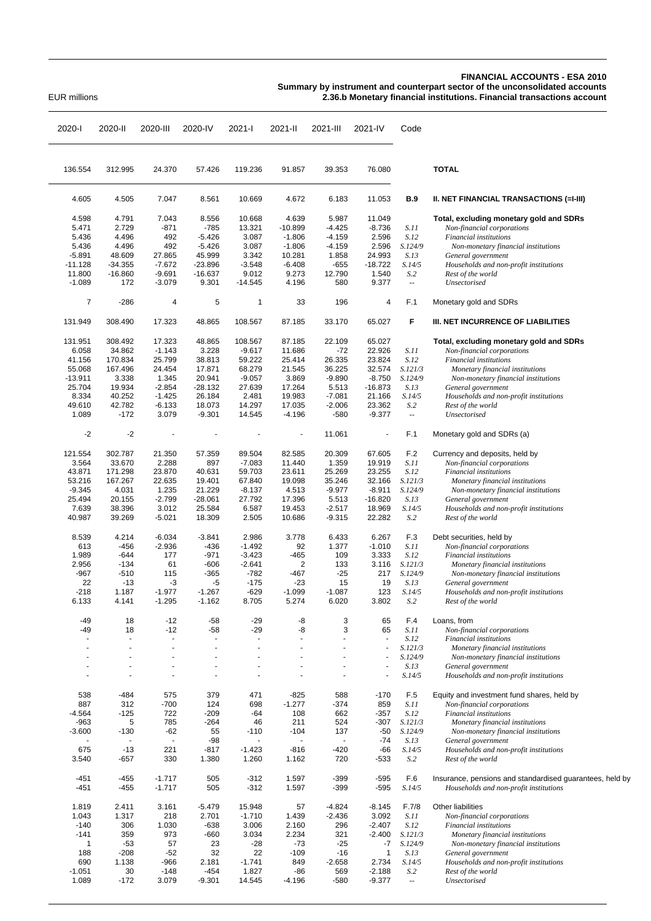EUR millions

**FINANCIAL ACCOUNTS - ESA 2010**
**Summary by instrument and counterpart sector of the unconsolidated accounts**
**2.36.b Monetary financial institutions. Financial transactions account**

| 2020-I | 2020-II | 2020-III | 2020-IV | 2021-I | 2021-II | 2021-III | 2021-IV | Code | |
|---|---|---|---|---|---|---|---|---|---|
| 136.554 | 312.995 | 24.370 | 57.426 | 119.236 | 91.857 | 39.353 | 76.080 | | **TOTAL** |
| 4.605 | 4.505 | 7.047 | 8.561 | 10.669 | 4.672 | 6.183 | 11.053 | **B.9** | **II. NET FINANCIAL TRANSACTIONS (=I-III)** |
| 4.598 | 4.791 | 7.043 | 8.556 | 10.668 | 4.639 | 5.987 | 11.049 | | Total, excluding monetary gold and SDRs |
| 5.471 | 2.729 | -871 | -785 | 13.321 | -10.899 | -4.425 | -8.736 | *S.11* | *Non-financial corporations* |
| 5.436 | 4.496 | 492 | -5.426 | 3.087 | -1.806 | -4.159 | 2.596 | *S.12* | *Financial institutions* |
| 5.436 | 4.496 | 492 | -5.426 | 3.087 | -1.806 | -4.159 | 2.596 | *S.124/9* | *Non-monetary financial institutions* |
| -5.891 | 48.609 | 27.865 | 45.999 | 3.342 | 10.281 | 1.858 | 24.993 | *S.13* | *General government* |
| -11.128 | -34.355 | -7.672 | -23.896 | -3.548 | -6.408 | -655 | -18.722 | *S.14/5* | *Households and non-profit institutions* |
| 11.800 | -16.860 | -9.691 | -16.637 | 9.012 | 9.273 | 12.790 | 1.540 | *S.2* | *Rest of the world* |
| -1.089 | 172 | -3.079 | 9.301 | -14.545 | 4.196 | 580 | 9.377 | -- | *Unsectorised* |
| 7 | -286 | 4 | 5 | 1 | 33 | 196 | 4 | F.1 | Monetary gold and SDRs |
| 131.949 | 308.490 | 17.323 | 48.865 | 108.567 | 87.185 | 33.170 | 65.027 | **F** | **III. NET INCURRENCE OF LIABILITIES** |
| 131.951 | 308.492 | 17.323 | 48.865 | 108.567 | 87.185 | 22.109 | 65.027 | | Total, excluding monetary gold and SDRs |
| 6.058 | 34.862 | -1.143 | 3.228 | -9.617 | 11.686 | -72 | 22.926 | *S.11* | *Non-financial corporations* |
| 41.156 | 170.834 | 25.799 | 38.813 | 59.222 | 25.414 | 26.335 | 23.824 | *S.12* | *Financial institutions* |
| 55.068 | 167.496 | 24.454 | 17.871 | 68.279 | 21.545 | 36.225 | 32.574 | *S.121/3* | *Monetary financial institutions* |
| -13.911 | 3.338 | 1.345 | 20.941 | -9.057 | 3.869 | -9.890 | -8.750 | *S.124/9* | *Non-monetary financial institutions* |
| 25.704 | 19.934 | -2.854 | -28.132 | 27.639 | 17.264 | 5.513 | -16.873 | *S.13* | *General government* |
| 8.334 | 40.252 | -1.425 | 26.184 | 2.481 | 19.983 | -7.081 | 21.166 | *S.14/5* | *Households and non-profit institutions* |
| 49.610 | 42.782 | -6.133 | 18.073 | 14.297 | 17.035 | -2.006 | 23.362 | *S.2* | *Rest of the world* |
| 1.089 | -172 | 3.079 | -9.301 | 14.545 | -4.196 | -580 | -9.377 | -- | *Unsectorised* |
| -2 | -2 | - | - | - | - | 11.061 | - | F.1 | Monetary gold and SDRs (a) |
| 121.554 | 302.787 | 21.350 | 57.359 | 89.504 | 82.585 | 20.309 | 67.605 | F.2 | Currency and deposits, held by |
| 3.564 | 33.670 | 2.288 | 897 | -7.083 | 11.440 | 1.359 | 19.919 | *S.11* | *Non-financial corporations* |
| 43.871 | 171.298 | 23.870 | 40.631 | 59.703 | 23.611 | 25.269 | 23.255 | *S.12* | *Financial institutions* |
| 53.216 | 167.267 | 22.635 | 19.401 | 67.840 | 19.098 | 35.246 | 32.166 | *S.121/3* | *Monetary financial institutions* |
| -9.345 | 4.031 | 1.235 | 21.229 | -8.137 | 4.513 | -9.977 | -8.911 | *S.124/9* | *Non-monetary financial institutions* |
| 25.494 | 20.155 | -2.799 | -28.061 | 27.792 | 17.396 | 5.513 | -16.820 | *S.13* | *General government* |
| 7.639 | 38.396 | 3.012 | 25.584 | 6.587 | 19.453 | -2.517 | 18.969 | *S.14/5* | *Households and non-profit institutions* |
| 40.987 | 39.269 | -5.021 | 18.309 | 2.505 | 10.686 | -9.315 | 22.282 | *S.2* | *Rest of the world* |
| 8.539 | 4.214 | -6.034 | -3.841 | 2.986 | 3.778 | 6.433 | 6.267 | F.3 | Debt securities, held by |
| 613 | -456 | -2.936 | -436 | -1.492 | 92 | 1.377 | -1.010 | *S.11* | *Non-financial corporations* |
| 1.989 | -644 | 177 | -971 | -3.423 | -465 | 109 | 3.333 | *S.12* | *Financial institutions* |
| 2.956 | -134 | 61 | -606 | -2.641 | 2 | 133 | 3.116 | *S.121/3* | *Monetary financial institutions* |
| -967 | -510 | 115 | -365 | -782 | -467 | -25 | 217 | *S.124/9* | *Non-monetary financial institutions* |
| 22 | -13 | -3 | -5 | -175 | -23 | 15 | 19 | *S.13* | *General government* |
| -218 | 1.187 | -1.977 | -1.267 | -629 | -1.099 | -1.087 | 123 | *S.14/5* | *Households and non-profit institutions* |
| 6.133 | 4.141 | -1.295 | -1.162 | 8.705 | 5.274 | 6.020 | 3.802 | *S.2* | *Rest of the world* |
| -49 | 18 | -12 | -58 | -29 | -8 | 3 | 65 | F.4 | Loans, from |
| -49 | 18 | -12 | -58 | -29 | -8 | 3 | 65 | *S.11* | *Non-financial corporations* |
| - | - | - | - | - | - | - | - | *S.12* | *Financial institutions* |
| - | - | - | - | - | - | - | - | *S.121/3* | *Monetary financial institutions* |
| - | - | - | - | - | - | - | - | *S.124/9* | *Non-monetary financial institutions* |
| - | - | - | - | - | - | - | - | *S.13* | *General government* |
| - | - | - | - | - | - | - | - | *S.14/5* | *Households and non-profit institutions* |
| 538 | -484 | 575 | 379 | 471 | -825 | 588 | -170 | F.5 | Equity and investment fund shares, held by |
| 887 | 312 | -700 | 124 | 698 | -1.277 | -374 | 859 | *S.11* | *Non-financial corporations* |
| -4.564 | -125 | 722 | -209 | -64 | 108 | 662 | -357 | *S.12* | *Financial institutions* |
| -963 | 5 | 785 | -264 | 46 | 211 | 524 | -307 | *S.121/3* | *Monetary financial institutions* |
| -3.600 | -130 | -62 | 55 | -110 | -104 | 137 | -50 | *S.124/9* | *Non-monetary financial institutions* |
| - | - | - | -98 | - | - | - | -74 | *S.13* | *General government* |
| 675 | -13 | 221 | -817 | -1.423 | -816 | -420 | -66 | *S.14/5* | *Households and non-profit institutions* |
| 3.540 | -657 | 330 | 1.380 | 1.260 | 1.162 | 720 | -533 | *S.2* | *Rest of the world* |
| -451 | -455 | -1.717 | 505 | -312 | 1.597 | -399 | -595 | F.6 | Insurance, pensions and standardised guarantees, held by |
| -451 | -455 | -1.717 | 505 | -312 | 1.597 | -399 | -595 | *S.14/5* | *Households and non-profit institutions* |
| 1.819 | 2.411 | 3.161 | -5.479 | 15.948 | 57 | -4.824 | -8.145 | F.7/8 | Other liabilities |
| 1.043 | 1.317 | 218 | 2.701 | -1.710 | 1.439 | -2.436 | 3.092 | *S.11* | *Non-financial corporations* |
| -140 | 306 | 1.030 | -638 | 3.006 | 2.160 | 296 | -2.407 | *S.12* | *Financial institutions* |
| -141 | 359 | 973 | -660 | 3.034 | 2.234 | 321 | -2.400 | *S.121/3* | *Monetary financial institutions* |
| 1 | -53 | 57 | 23 | -28 | -73 | -25 | -7 | *S.124/9* | *Non-monetary financial institutions* |
| 188 | -208 | -52 | 32 | 22 | -109 | -16 | 1 | *S.13* | *General government* |
| 690 | 1.138 | -966 | 2.181 | -1.741 | 849 | -2.658 | 2.734 | *S.14/5* | *Households and non-profit institutions* |
| -1.051 | 30 | -148 | -454 | 1.827 | -86 | 569 | -2.188 | *S.2* | *Rest of the world* |
| 1.089 | -172 | 3.079 | -9.301 | 14.545 | -4.196 | -580 | -9.377 | -- | *Unsectorised* |